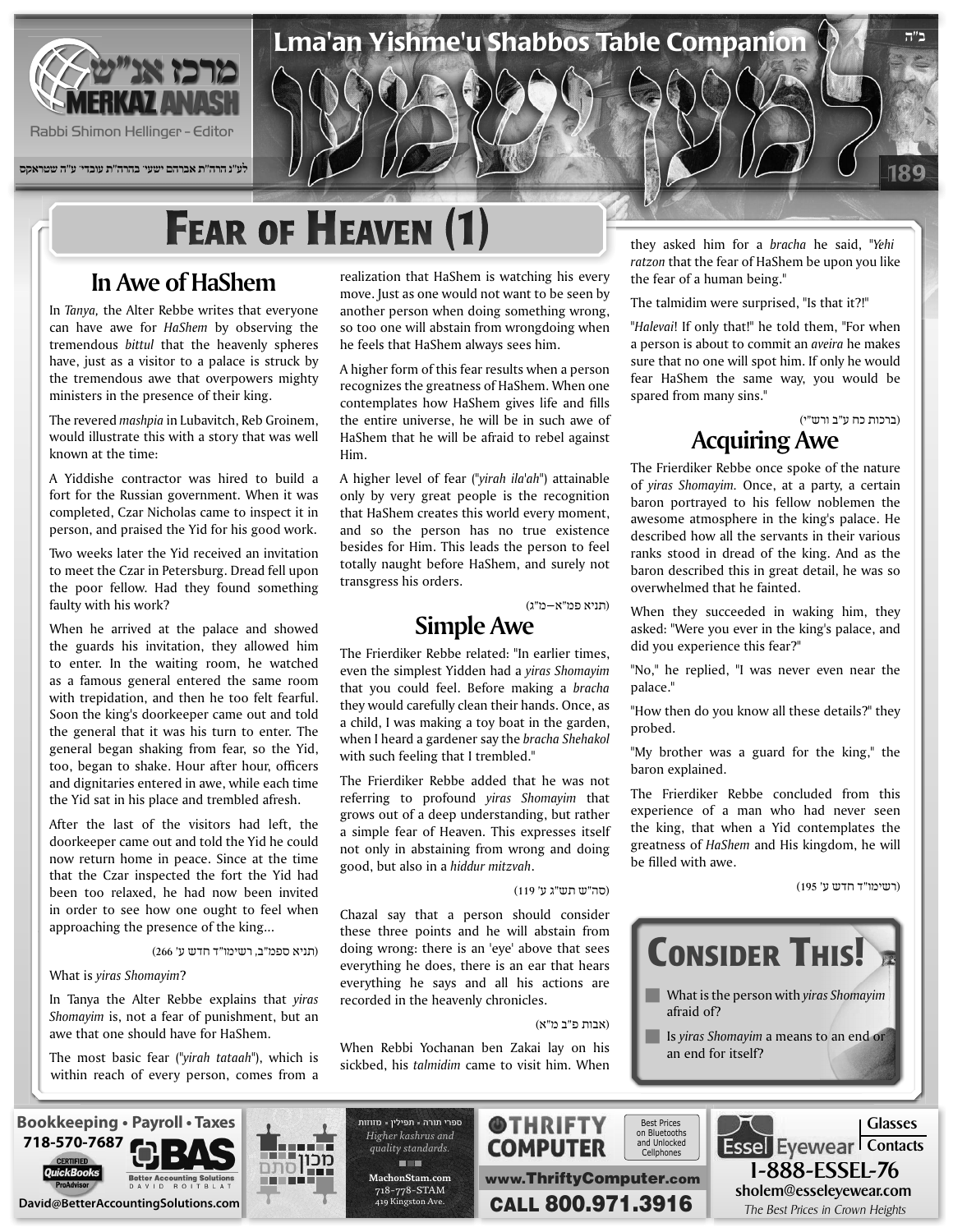# FEAR OF HEAVEN (1)

## In Awe of HaShem

In *Tanya,* the Alter Rebbe writes that everyone can have awe for *HaShem* by observing the tremendous *bittul* that the heavenly spheres have, just as a visitor to a palace is struck by the tremendous awe that overpowers mighty ministers in the presence of their king.

The revered *mashpia* in Lubavitch, Reb Groinem, would illustrate this with a story that was well known at the time:

A Yiddishe contractor was hired to build a fort for the Russian government. When it was completed, Czar Nicholas came to inspect it in person, and praised the Yid for his good work.

Two weeks later the Yid received an invitation to meet the Czar in Petersburg. Dread fell upon the poor fellow. Had they found something faulty with his work?

When he arrived at the palace and showed the guards his invitation, they allowed him to enter. In the waiting room, he watched as a famous general entered the same room with trepidation, and then he too felt fearful. Soon the king's doorkeeper came out and told the general that it was his turn to enter. The general began shaking from fear, so the Yid, too, began to shake. Hour after hour, officers and dignitaries entered in awe, while each time the Yid sat in his place and trembled afresh.

After the last of the visitors had left, the doorkeeper came out and told the Yid he could now return home in peace. Since at the time that the Czar inspected the fort the Yid had been too relaxed, he had now been invited in order to see how one ought to feel when approaching the presence of the king...

(תניא ספמ"ב, רשימו"ד חדש ע' 266)

What is *yiras Shomayim*?

In Tanya the Alter Rebbe explains that *yiras Shomayim* is, not a fear of punishment, but an awe that one should have for HaShem.

The most basic fear ("*yirah tataah*"), which is within reach of every person, comes from a realization that HaShem is watching his every move. Just as one would not want to be seen by another person when doing something wrong, so too one will abstain from wrongdoing when he feels that HaShem always sees him.

A higher form of this fear results when a person recognizes the greatness of HaShem. When one contemplates how HaShem gives life and fills the entire universe, he will be in such awe of HaShem that he will be afraid to rebel against Him.

A higher level of fear ("*yirah ila'ah*") attainable only by very great people is the recognition that HaShem creates this world every moment, and so the person has no true existence besides for Him. This leads the person to feel totally naught before HaShem, and surely not transgress his orders.

(תניא פמ"א–מ"ג)

## Simple Awe

The Frierdiker Rebbe related: "In earlier times, even the simplest Yidden had a *yiras Shomayim* that you could feel. Before making a *bracha* they would carefully clean their hands. Once, as a child, I was making a toy boat in the garden, when I heard a gardener say the *bracha Shehakol* with such feeling that I trembled."

The Frierdiker Rebbe added that he was not referring to profound *yiras Shomayim* that grows out of a deep understanding, but rather a simple fear of Heaven. This expresses itself not only in abstaining from wrong and doing good, but also in a *hiddur mitzvah*.

(סה"ש תש"ג ע' 119)

Chazal say that a person should consider these three points and he will abstain from doing wrong: there is an 'eye' above that sees everything he does, there is an ear that hears everything he says and all his actions are recorded in the heavenly chronicles.

(אבות פ"ב מ"א)

When Rebbi Yochanan ben Zakai lay on his sickbed, his *talmidim* came to visit him. When they asked him for a *bracha* he said, "*Yehi ratzon* that the fear of HaShem be upon you like the fear of a human being."

The talmidim were surprised, "Is that it?!"

"*Halevai*! If only that!" he told them, "For when a person is about to commit an *aveira* he makes sure that no one will spot him. If only he would fear HaShem the same way, you would be spared from many sins."

(ברכות כח ע"ב ורש"י)

## Acquiring Awe

The Frierdiker Rebbe once spoke of the nature of *yiras Shomayim.* Once, at a party, a certain baron portrayed to his fellow noblemen the awesome atmosphere in the king's palace. He described how all the servants in their various ranks stood in dread of the king. And as the baron described this in great detail, he was so overwhelmed that he fainted.

When they succeeded in waking him, they asked: "Were you ever in the king's palace, and did you experience this fear?"

"No," he replied, "I was never even near the palace."

"How then do you know all these details?" they probed.

"My brother was a guard for the king," the baron explained.

The Frierdiker Rebbe concluded from this experience of a man who had never seen the king, that when a Yid contemplates the greatness of *HaShem* and His kingdom, he will be filled with awe.

(רשימו"ד חדש ע' 195)

## CONSIDER THIS!

- What is the person with *yiras Shomayim* afraid of?
- Is *yiras Shomayim* a means to an end or an end for itself?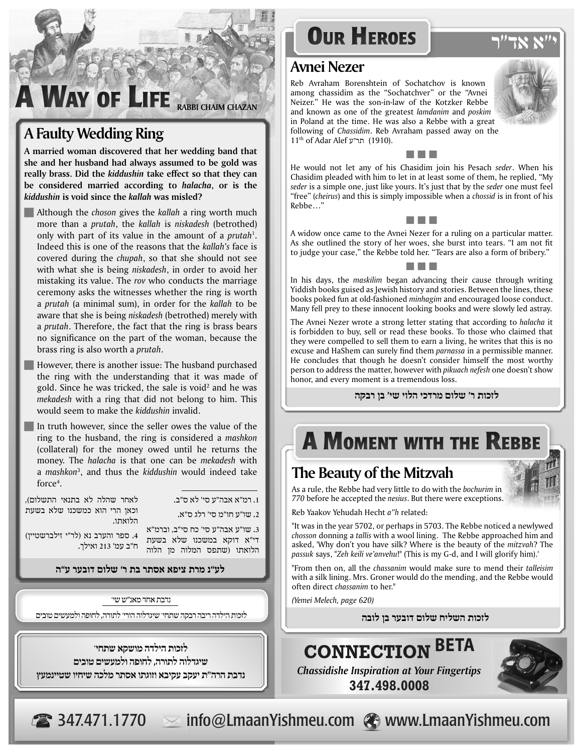# A Way of Life

RABBI CHAIM CHAZAN

## A Faulty Wedding Ring

**A married woman discovered that her wedding band that she and her husband had always assumed to be gold was really brass. Did the *kiddushin* take effect so that they can be considered married according to *halacha*, or is the *kiddushin* is void since the *kallah* was misled?**

- Although the *choson* gives the *kallah* a ring worth much more than a *prutah*, the *kallah* is *niskadesh* (betrothed) only with part of its value in the amount of a *prutah*[1]. Indeed this is one of the reasons that the *kallah's* face is covered during the *chupah*, so that she should not see with what she is being *niskadesh*, in order to avoid her mistaking its value. The *rov* who conducts the marriage ceremony asks the witnesses whether the ring is worth a *prutah* (a minimal sum), in order for the *kallah* to be aware that she is being *niskadesh* (betrothed) merely with a *prutah*. Therefore, the fact that the ring is brass bears no significance on the part of the woman, because the brass ring is also worth a *prutah*.
- However, there is another issue: The husband purchased the ring with the understanding that it was made of gold. Since he was tricked, the sale is void[2] and he was *mekadesh* with a ring that did not belong to him. This would seem to make the *kiddushin* invalid.
- In truth however, since the seller owes the value of the ring to the husband, the ring is considered a *mashkon* (collateral) for the money owed until he returns the money. The *halacha* is that one can be *mekadesh* with a *mashkon*[3], and thus the *kiddushin* would indeed take force[4].

1. רמ"א אבה"ע סי' לא ס"ב.
2. שו"ע חו"מ סי' רלג ס"א.
3. שו"ע אבה"ע סי' כח סי"ב, וברמ"א די"א דוקא במשכנו שלא בשעת הלואתו (שתפס המלוה מן הלוה לאחר שהלוה לא בתנאי התשלום), וכאן הרי הוא כמשכנו שלא בשעת הלואתו.
4. ספר והערב נא (לר"י זילברשטיין) ח"ב עמ' 213 ואילך.

**לע"נ מרת ציפא אסתר בת ר' שלום דובער ע"ה**

נדבת אחד מאנ"ש שי'

לזכות הילדה ריבה רבקה שתחי' שיגדלוה הורי' לתורה, לחופה ולמעשים טובים

**לזכות הילדה מושקא שתחי'**
**שיגדלוה לתורה, לחופה ולמעשים טובים**
**נדבת הרה"ת יעקב עקיבא וזוגתו אסתר מלכה שיחיו שטיינמעץ**

# Our Heroes

**י"א אד"ר**

## Avnei Nezer

Reb Avraham Borenshtein of Sochatchov is known among chassidim as the "Sochatchver" or the "Avnei Neizer." He was the son-in-law of the Kotzker Rebbe and known as one of the greatest *lamdanim* and *poskim* in Poland at the time. He was also a Rebbe with a great following of *Chassidim*. Reb Avraham passed away on the 11th of Adar Alef תר"ע (1910).

He would not let any of his Chasidim join his Pesach *seder*. When his Chasidim pleaded with him to let in at least some of them, he replied, "My *seder* is a simple one, just like yours. It's just that by the *seder* one must feel "free" (*cheirus*) and this is simply impossible when a *chossid* is in front of his Rebbe…"

A widow once came to the Avnei Nezer for a ruling on a particular matter. As she outlined the story of her woes, she burst into tears. "I am not fit to judge your case," the Rebbe told her. "Tears are also a form of bribery."

In his days, the *maskilim* began advancing their cause through writing Yiddish books guised as Jewish history and stories. Between the lines, these books poked fun at old-fashioned *minhagim* and encouraged loose conduct. Many fell prey to these innocent looking books and were slowly led astray.

The Avnei Nezer wrote a strong letter stating that according to *halacha* it is forbidden to buy, sell or read these books. To those who claimed that they were compelled to sell them to earn a living, he writes that this is no excuse and HaShem can surely find them *parnassa* in a permissible manner. He concludes that though he doesn't consider himself the most worthy person to address the matter, however with *pikuach nefesh* one doesn't show honor, and every moment is a tremendous loss.

**לזכות ר' שלום מרדכי הלוי שי' בן רבקה**

# A Moment with the Rebbe

## The Beauty of the Mitzvah

As a rule, the Rebbe had very little to do with the *bochurim* in *770* before he accepted the *nesius*. But there were exceptions.

Reb Yaakov Yehudah Hecht *a"h* related:

"It was in the year 5702, or perhaps in 5703. The Rebbe noticed a newlywed *chosson* donning a *tallis* with a wool lining. The Rebbe approached him and asked, 'Why don't you have silk? Where is the beauty of the *mitzvah*? The *passuk* says, "*Zeh keili ve'anvehu*!" (This is my G-d, and I will glorify him).'

"From then on, all the *chassanim* would make sure to mend their *talleisim* with a silk lining. Mrs. Groner would do the mending, and the Rebbe would often direct *chassanim* to her."

*(Yemei Melech, page 620)*

**לזכות השליח שלום דובער בן לובה**

**CONNECTION BETA**

*Chassidishe Inspiration at Your Fingertips*

**347.498.0008**

347.471.1770 info@LmaanYishmeu.com www.LmaanYishmeu.com